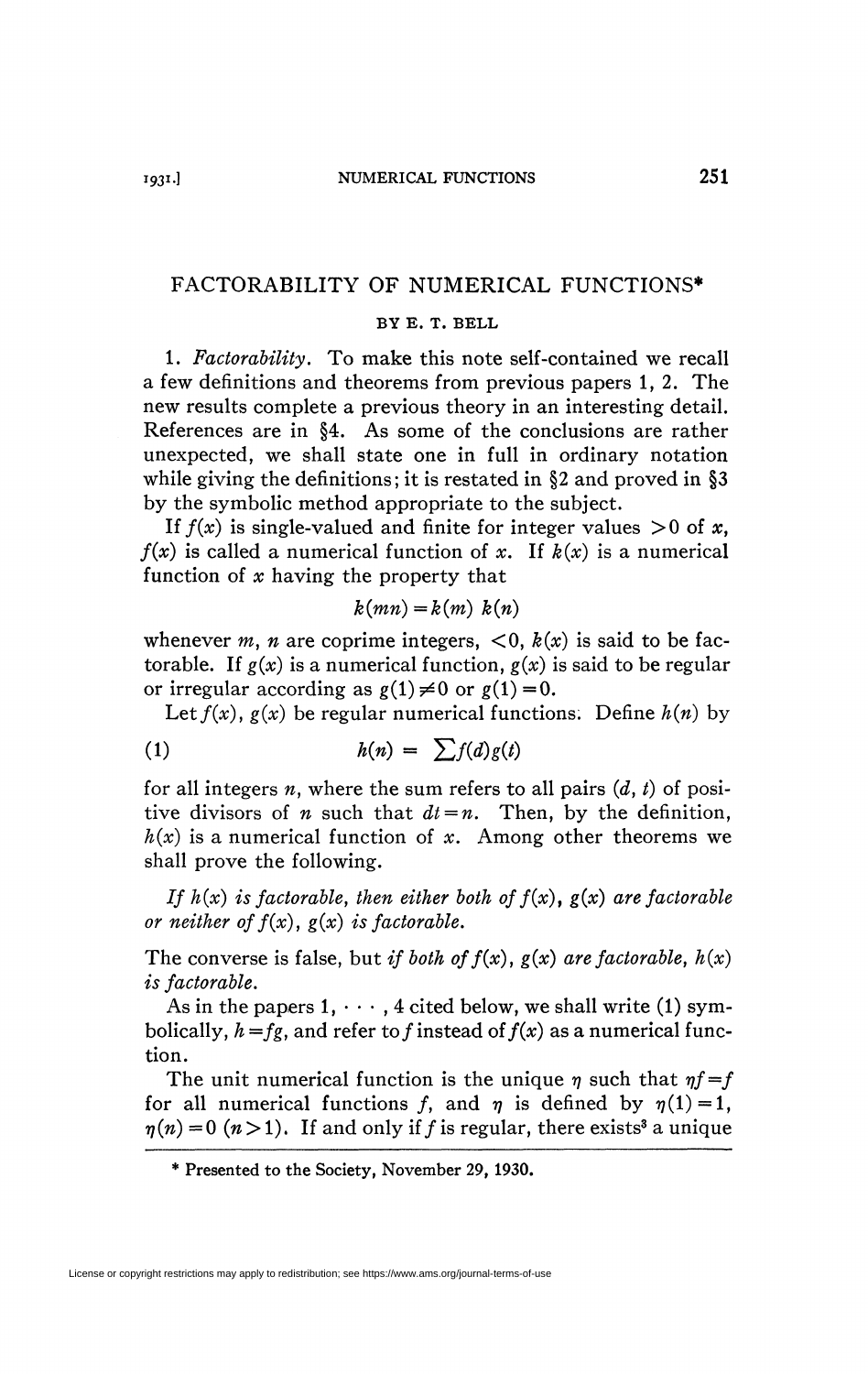# FACTORABILITY OF NUMERICAL FUNCTIONS*

BY E. T. BELL

1. *Factorability.* To make this note self-contained we recall a few definitions and theorems from previous papers 1, 2. The new results complete a previous theory in an interesting detail. References are in §4. As some of the conclusions are rather unexpected, we shall state one in full in ordinary notation while giving the definitions; it is restated in §2 and proved in §3 by the symbolic method appropriate to the subject.

If $f(x)$ is single-valued and finite for integer values $>0$ of $x$, $f(x)$ is called a numerical function of $x$. If $k(x)$ is a numerical function of $x$ having the property that

$$k(mn) = k(m)\ k(n)$$

whenever $m$, $n$ are coprime integers, $<0$, $k(x)$ is said to be factorable. If $g(x)$ is a numerical function, $g(x)$ is said to be regular or irregular according as $g(1) \neq 0$ or $g(1) = 0$.

Let $f(x)$, $g(x)$ be regular numerical functions. Define $h(n)$ by

$$h(n) = \sum f(d)g(t) \tag{1}$$

for all integers $n$, where the sum refers to all pairs $(d, t)$ of positive divisors of $n$ such that $dt = n$. Then, by the definition, $h(x)$ is a numerical function of $x$. Among other theorems we shall prove the following.

*If $h(x)$ is factorable, then either both of $f(x)$, $g(x)$ are factorable or neither of $f(x)$, $g(x)$ is factorable.*

The converse is false, but *if both of $f(x)$, $g(x)$ are factorable, $h(x)$ is factorable.*

As in the papers 1, $\cdots$, 4 cited below, we shall write (1) symbolically, $h = fg$, and refer to $f$ instead of $f(x)$ as a numerical function.

The unit numerical function is the unique $\eta$ such that $\eta f = f$ for all numerical functions $f$, and $\eta$ is defined by $\eta(1) = 1$, $\eta(n) = 0$ $(n > 1)$. If and only if $f$ is regular, there exists[3] a unique

---

\* Presented to the Society, November 29, 1930.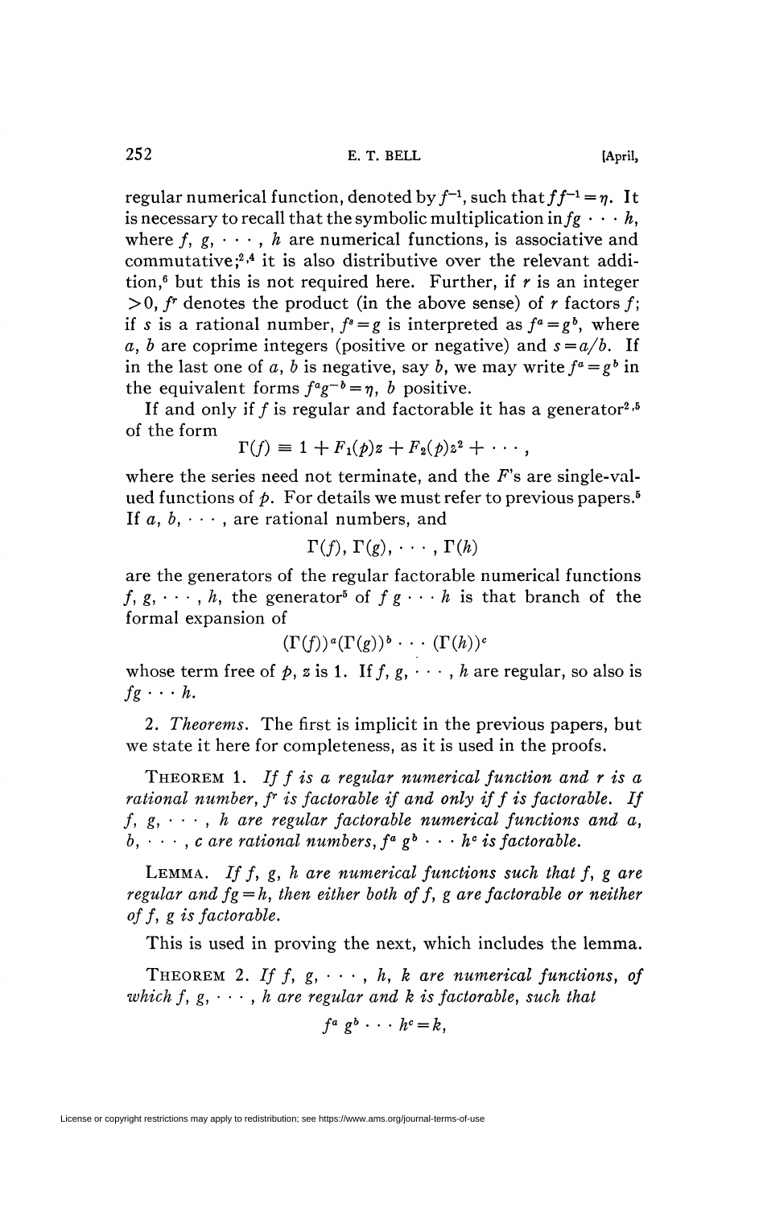regular numerical function, denoted by $f^{-1}$, such that $ff^{-1}=\eta$. It is necessary to recall that the symbolic multiplication in $fg \cdots h$, where $f, g, \cdots, h$ are numerical functions, is associative and commutative;[2,4] it is also distributive over the relevant addition,[6] but this is not required here. Further, if $r$ is an integer $>0$, $f^r$ denotes the product (in the above sense) of $r$ factors $f$; if $s$ is a rational number, $f^s=g$ is interpreted as $f^a=g^b$, where $a, b$ are coprime integers (positive or negative) and $s=a/b$. If in the last one of $a, b$ is negative, say $b$, we may write $f^a=g^b$ in the equivalent forms $f^a g^{-b}=\eta$, $b$ positive.

If and only if $f$ is regular and factorable it has a generator[2,5] of the form

$$\Gamma(f) \equiv 1 + F_1(p)z + F_2(p)z^2 + \cdots,$$

where the series need not terminate, and the $F$'s are single-valued functions of $p$. For details we must refer to previous papers.[5] If $a, b, \cdots$, are rational numbers, and

$$\Gamma(f), \Gamma(g), \cdots, \Gamma(h)$$

are the generators of the regular factorable numerical functions $f, g, \cdots, h$, the generator[5] of $f g \cdots h$ is that branch of the formal expansion of

$$(\Gamma(f))^a(\Gamma(g))^b \cdots (\Gamma(h))^c$$

whose term free of $p$, $z$ is 1. If $f, g, \cdots, h$ are regular, so also is $fg \cdots h$.

2. *Theorems.* The first is implicit in the previous papers, but we state it here for completeness, as it is used in the proofs.

THEOREM 1. *If $f$ is a regular numerical function and $r$ is a rational number, $f^r$ is factorable if and only if $f$ is factorable. If $f, g, \cdots, h$ are regular factorable numerical functions and $a, b, \cdots, c$ are rational numbers, $f^a g^b \cdots h^c$ is factorable.*

LEMMA. *If $f, g, h$ are numerical functions such that $f, g$ are regular and $fg=h$, then either both of $f, g$ are factorable or neither of $f, g$ is factorable.*

This is used in proving the next, which includes the lemma.

THEOREM 2. *If $f, g, \cdots, h, k$ are numerical functions, of which $f, g, \cdots, h$ are regular and $k$ is factorable, such that*

$$f^a g^b \cdots h^c = k,$$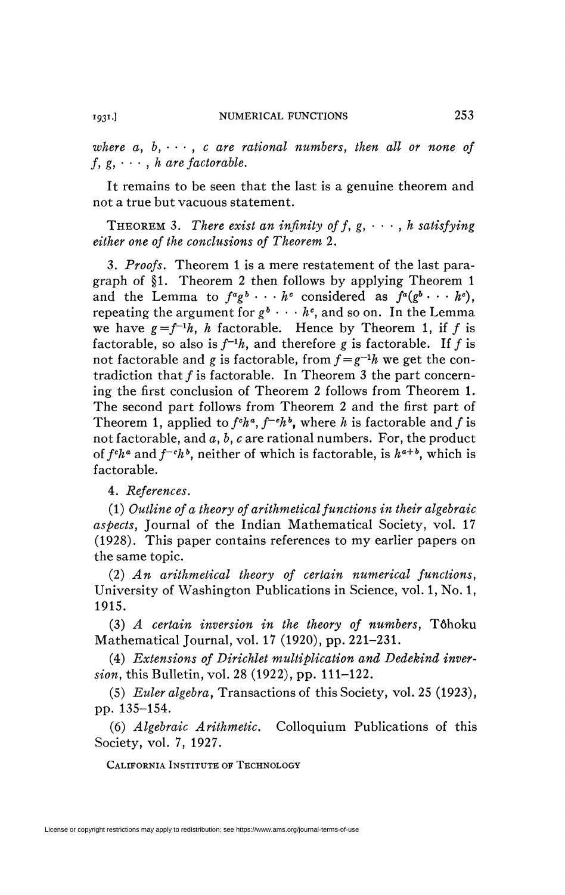*where $a, b, \cdots, c$ are rational numbers, then all or none of $f, g, \cdots, h$ are factorable.*

It remains to be seen that the last is a genuine theorem and not a true but vacuous statement.

THEOREM 3. *There exist an infinity of $f, g, \cdots, h$ satisfying either one of the conclusions of Theorem 2.*

3. *Proofs.* Theorem 1 is a mere restatement of the last paragraph of §1. Theorem 2 then follows by applying Theorem 1 and the Lemma to $f^a g^b \cdots h^c$ considered as $f^a(g^b \cdots h^c)$, repeating the argument for $g^b \cdots h^c$, and so on. In the Lemma we have $g = f^{-1}h$, $h$ factorable. Hence by Theorem 1, if $f$ is factorable, so also is $f^{-1}h$, and therefore $g$ is factorable. If $f$ is not factorable and $g$ is factorable, from $f = g^{-1}h$ we get the contradiction that $f$ is factorable. In Theorem 3 the part concerning the first conclusion of Theorem 2 follows from Theorem 1. The second part follows from Theorem 2 and the first part of Theorem 1, applied to $f^c h^a$, $f^{-c}h^b$, where $h$ is factorable and $f$ is not factorable, and $a, b, c$ are rational numbers. For, the product of $f^c h^a$ and $f^{-c}h^b$, neither of which is factorable, is $h^{a+b}$, which is factorable.

4. *References.*

(1) *Outline of a theory of arithmetical functions in their algebraic aspects*, Journal of the Indian Mathematical Society, vol. 17 (1928). This paper contains references to my earlier papers on the same topic.

(2) *An arithmetical theory of certain numerical functions*, University of Washington Publications in Science, vol. 1, No. 1, 1915.

(3) *A certain inversion in the theory of numbers*, Tôhoku Mathematical Journal, vol. 17 (1920), pp. 221–231.

(4) *Extensions of Dirichlet multiplication and Dedekind inversion*, this Bulletin, vol. 28 (1922), pp. 111–122.

(5) *Euler algebra*, Transactions of this Society, vol. 25 (1923), pp. 135–154.

(6) *Algebraic Arithmetic.* Colloquium Publications of this Society, vol. 7, 1927.

CALIFORNIA INSTITUTE OF TECHNOLOGY